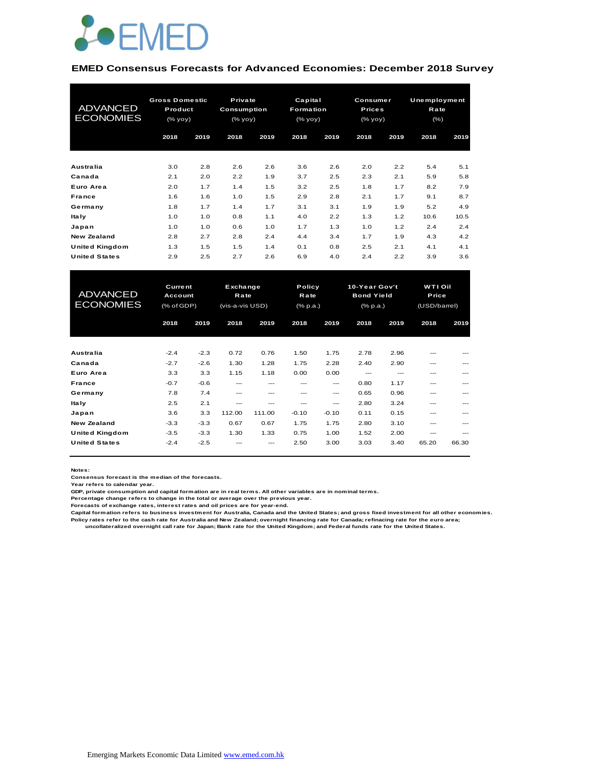# EMED

### EMED Consensus Forecasts for Advanced Economies: December 2018 Survey

| ADVANCED ECONOMIES | Gross Domestic Product (% yoy) | | Private Consumption (% yoy) | | Capital Formation (% yoy) | | Consumer Prices (% yoy) | | Unemployment Rate (%) | |
|---|---|---|---|---|---|---|---|---|---|---|
| | 2018 | 2019 | 2018 | 2019 | 2018 | 2019 | 2018 | 2019 | 2018 | 2019 |
| Australia | 3.0 | 2.8 | 2.6 | 2.6 | 3.6 | 2.6 | 2.0 | 2.2 | 5.4 | 5.1 |
| Canada | 2.1 | 2.0 | 2.2 | 1.9 | 3.7 | 2.5 | 2.3 | 2.1 | 5.9 | 5.8 |
| Euro Area | 2.0 | 1.7 | 1.4 | 1.5 | 3.2 | 2.5 | 1.8 | 1.7 | 8.2 | 7.9 |
| France | 1.6 | 1.6 | 1.0 | 1.5 | 2.9 | 2.8 | 2.1 | 1.7 | 9.1 | 8.7 |
| Germany | 1.8 | 1.7 | 1.4 | 1.7 | 3.1 | 3.1 | 1.9 | 1.9 | 5.2 | 4.9 |
| Italy | 1.0 | 1.0 | 0.8 | 1.1 | 4.0 | 2.2 | 1.3 | 1.2 | 10.6 | 10.5 |
| Japan | 1.0 | 1.0 | 0.6 | 1.0 | 1.7 | 1.3 | 1.0 | 1.2 | 2.4 | 2.4 |
| New Zealand | 2.8 | 2.7 | 2.8 | 2.4 | 4.4 | 3.4 | 1.7 | 1.9 | 4.3 | 4.2 |
| United Kingdom | 1.3 | 1.5 | 1.5 | 1.4 | 0.1 | 0.8 | 2.5 | 2.1 | 4.1 | 4.1 |
| United States | 2.9 | 2.5 | 2.7 | 2.6 | 6.9 | 4.0 | 2.4 | 2.2 | 3.9 | 3.6 |

| ADVANCED ECONOMIES | Current Account (% of GDP) | | Exchange Rate (vis-a-vis USD) | | Policy Rate (% p.a.) | | 10-Year Gov't Bond Yield (% p.a.) | | WTI Oil Price (USD/barrel) | |
|---|---|---|---|---|---|---|---|---|---|---|
| | 2018 | 2019 | 2018 | 2019 | 2018 | 2019 | 2018 | 2019 | 2018 | 2019 |
| Australia | -2.4 | -2.3 | 0.72 | 0.76 | 1.50 | 1.75 | 2.78 | 2.96 | --- | --- |
| Canada | -2.7 | -2.6 | 1.30 | 1.28 | 1.75 | 2.28 | 2.40 | 2.90 | --- | --- |
| Euro Area | 3.3 | 3.3 | 1.15 | 1.18 | 0.00 | 0.00 | --- | --- | --- | --- |
| France | -0.7 | -0.6 | --- | --- | --- | --- | 0.80 | 1.17 | --- | --- |
| Germany | 7.8 | 7.4 | --- | --- | --- | --- | 0.65 | 0.96 | --- | --- |
| Italy | 2.5 | 2.1 | --- | --- | --- | --- | 2.80 | 3.24 | --- | --- |
| Japan | 3.6 | 3.3 | 112.00 | 111.00 | -0.10 | -0.10 | 0.11 | 0.15 | --- | --- |
| New Zealand | -3.3 | -3.3 | 0.67 | 0.67 | 1.75 | 1.75 | 2.80 | 3.10 | --- | --- |
| United Kingdom | -3.5 | -3.3 | 1.30 | 1.33 | 0.75 | 1.00 | 1.52 | 2.00 | --- | --- |
| United States | -2.4 | -2.5 | --- | --- | 2.50 | 3.00 | 3.03 | 3.40 | 65.20 | 66.30 |

**Notes:**
Consensus forecast is the median of the forecasts.
Year refers to calendar year.
GDP, private consumption and capital formation are in real terms. All other variables are in nominal terms.
Percentage change refers to change in the total or average over the previous year.
Forecasts of exchange rates, interest rates and oil prices are for year-end.
Capital formation refers to business investment for Australia, Canada and the United States; and gross fixed investment for all other economies.
Policy rates refer to the cash rate for Australia and New Zealand; overnight financing rate for Canada; refinacing rate for the euro area;
uncollateralized overnight call rate for Japan; Bank rate for the United Kingdom; and Federal funds rate for the United States.

Emerging Markets Economic Data Limited [www.emed.com.hk](http://www.emed.com.hk)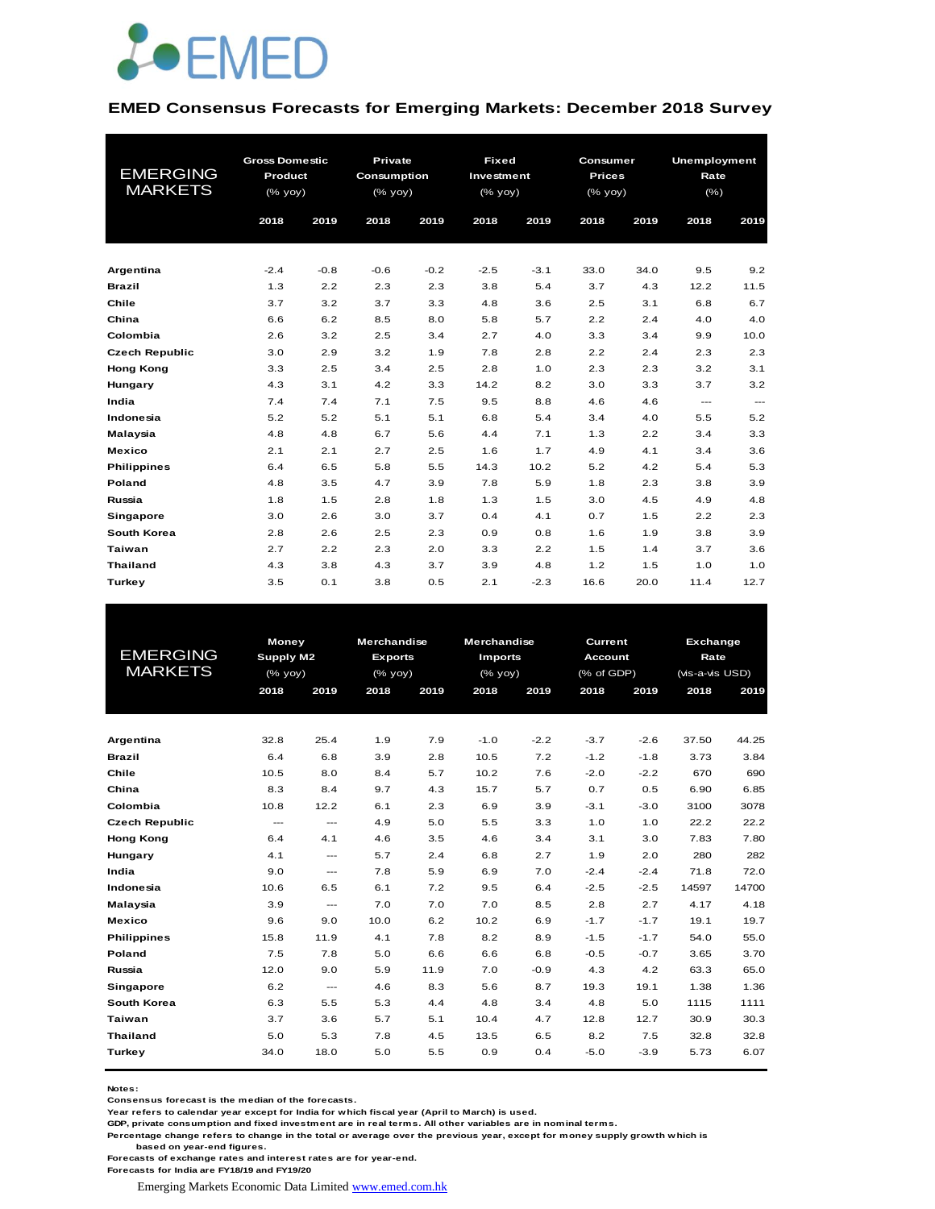EMED

## EMED Consensus Forecasts for Emerging Markets: December 2018 Survey

| EMERGING MARKETS | Gross Domestic Product (% yoy) | | Private Consumption (% yoy) | | Fixed Investment (% yoy) | | Consumer Prices (% yoy) | | Unemployment Rate (%) | |
|---|---|---|---|---|---|---|---|---|---|---|
| | 2018 | 2019 | 2018 | 2019 | 2018 | 2019 | 2018 | 2019 | 2018 | 2019 |
| Argentina | -2.4 | -0.8 | -0.6 | -0.2 | -2.5 | -3.1 | 33.0 | 34.0 | 9.5 | 9.2 |
| Brazil | 1.3 | 2.2 | 2.3 | 2.3 | 3.8 | 5.4 | 3.7 | 4.3 | 12.2 | 11.5 |
| Chile | 3.7 | 3.2 | 3.7 | 3.3 | 4.8 | 3.6 | 2.5 | 3.1 | 6.8 | 6.7 |
| China | 6.6 | 6.2 | 8.5 | 8.0 | 5.8 | 5.7 | 2.2 | 2.4 | 4.0 | 4.0 |
| Colombia | 2.6 | 3.2 | 2.5 | 3.4 | 2.7 | 4.0 | 3.3 | 3.4 | 9.9 | 10.0 |
| Czech Republic | 3.0 | 2.9 | 3.2 | 1.9 | 7.8 | 2.8 | 2.2 | 2.4 | 2.3 | 2.3 |
| Hong Kong | 3.3 | 2.5 | 3.4 | 2.5 | 2.8 | 1.0 | 2.3 | 2.3 | 3.2 | 3.1 |
| Hungary | 4.3 | 3.1 | 4.2 | 3.3 | 14.2 | 8.2 | 3.0 | 3.3 | 3.7 | 3.2 |
| India | 7.4 | 7.4 | 7.1 | 7.5 | 9.5 | 8.8 | 4.6 | 4.6 | --- | --- |
| Indonesia | 5.2 | 5.2 | 5.1 | 5.1 | 6.8 | 5.4 | 3.4 | 4.0 | 5.5 | 5.2 |
| Malaysia | 4.8 | 4.8 | 6.7 | 5.6 | 4.4 | 7.1 | 1.3 | 2.2 | 3.4 | 3.3 |
| Mexico | 2.1 | 2.1 | 2.7 | 2.5 | 1.6 | 1.7 | 4.9 | 4.1 | 3.4 | 3.6 |
| Philippines | 6.4 | 6.5 | 5.8 | 5.5 | 14.3 | 10.2 | 5.2 | 4.2 | 5.4 | 5.3 |
| Poland | 4.8 | 3.5 | 4.7 | 3.9 | 7.8 | 5.9 | 1.8 | 2.3 | 3.8 | 3.9 |
| Russia | 1.8 | 1.5 | 2.8 | 1.8 | 1.3 | 1.5 | 3.0 | 4.5 | 4.9 | 4.8 |
| Singapore | 3.0 | 2.6 | 3.0 | 3.7 | 0.4 | 4.1 | 0.7 | 1.5 | 2.2 | 2.3 |
| South Korea | 2.8 | 2.6 | 2.5 | 2.3 | 0.9 | 0.8 | 1.6 | 1.9 | 3.8 | 3.9 |
| Taiwan | 2.7 | 2.2 | 2.3 | 2.0 | 3.3 | 2.2 | 1.5 | 1.4 | 3.7 | 3.6 |
| Thailand | 4.3 | 3.8 | 4.3 | 3.7 | 3.9 | 4.8 | 1.2 | 1.5 | 1.0 | 1.0 |
| Turkey | 3.5 | 0.1 | 3.8 | 0.5 | 2.1 | -2.3 | 16.6 | 20.0 | 11.4 | 12.7 |

| EMERGING MARKETS | Money Supply M2 (% yoy) | | Merchandise Exports (% yoy) | | Merchandise Imports (% yoy) | | Current Account (% of GDP) | | Exchange Rate (vis-a-vis USD) | |
|---|---|---|---|---|---|---|---|---|---|---|
| | 2018 | 2019 | 2018 | 2019 | 2018 | 2019 | 2018 | 2019 | 2018 | 2019 |
| Argentina | 32.8 | 25.4 | 1.9 | 7.9 | -1.0 | -2.2 | -3.7 | -2.6 | 37.50 | 44.25 |
| Brazil | 6.4 | 6.8 | 3.9 | 2.8 | 10.5 | 7.2 | -1.2 | -1.8 | 3.73 | 3.84 |
| Chile | 10.5 | 8.0 | 8.4 | 5.7 | 10.2 | 7.6 | -2.0 | -2.2 | 670 | 690 |
| China | 8.3 | 8.4 | 9.7 | 4.3 | 15.7 | 5.7 | 0.7 | 0.5 | 6.90 | 6.85 |
| Colombia | 10.8 | 12.2 | 6.1 | 2.3 | 6.9 | 3.9 | -3.1 | -3.0 | 3100 | 3078 |
| Czech Republic | --- | --- | 4.9 | 5.0 | 5.5 | 3.3 | 1.0 | 1.0 | 22.2 | 22.2 |
| Hong Kong | 6.4 | 4.1 | 4.6 | 3.5 | 4.6 | 3.4 | 3.1 | 3.0 | 7.83 | 7.80 |
| Hungary | 4.1 | --- | 5.7 | 2.4 | 6.8 | 2.7 | 1.9 | 2.0 | 280 | 282 |
| India | 9.0 | --- | 7.8 | 5.9 | 6.9 | 7.0 | -2.4 | -2.4 | 71.8 | 72.0 |
| Indonesia | 10.6 | 6.5 | 6.1 | 7.2 | 9.5 | 6.4 | -2.5 | -2.5 | 14597 | 14700 |
| Malaysia | 3.9 | --- | 7.0 | 7.0 | 7.0 | 8.5 | 2.8 | 2.7 | 4.17 | 4.18 |
| Mexico | 9.6 | 9.0 | 10.0 | 6.2 | 10.2 | 6.9 | -1.7 | -1.7 | 19.1 | 19.7 |
| Philippines | 15.8 | 11.9 | 4.1 | 7.8 | 8.2 | 8.9 | -1.5 | -1.7 | 54.0 | 55.0 |
| Poland | 7.5 | 7.8 | 5.0 | 6.6 | 6.6 | 6.8 | -0.5 | -0.7 | 3.65 | 3.70 |
| Russia | 12.0 | 9.0 | 5.9 | 11.9 | 7.0 | -0.9 | 4.3 | 4.2 | 63.3 | 65.0 |
| Singapore | 6.2 | --- | 4.6 | 8.3 | 5.6 | 8.7 | 19.3 | 19.1 | 1.38 | 1.36 |
| South Korea | 6.3 | 5.5 | 5.3 | 4.4 | 4.8 | 3.4 | 4.8 | 5.0 | 1115 | 1111 |
| Taiwan | 3.7 | 3.6 | 5.7 | 5.1 | 10.4 | 4.7 | 12.8 | 12.7 | 30.9 | 30.3 |
| Thailand | 5.0 | 5.3 | 7.8 | 4.5 | 13.5 | 6.5 | 8.2 | 7.5 | 32.8 | 32.8 |
| Turkey | 34.0 | 18.0 | 5.0 | 5.5 | 0.9 | 0.4 | -5.0 | -3.9 | 5.73 | 6.07 |

**Notes:**
Consensus forecast is the median of the forecasts.
Year refers to calendar year except for India for which fiscal year (April to March) is used.
GDP, private consumption and fixed investment are in real terms. All other variables are in nominal terms.
Percentage change refers to change in the total or average over the previous year, except for money supply growth which is based on year-end figures.
Forecasts of exchange rates and interest rates are for year-end.
Forecasts for India are FY18/19 and FY19/20

Emerging Markets Economic Data Limited www.emed.com.hk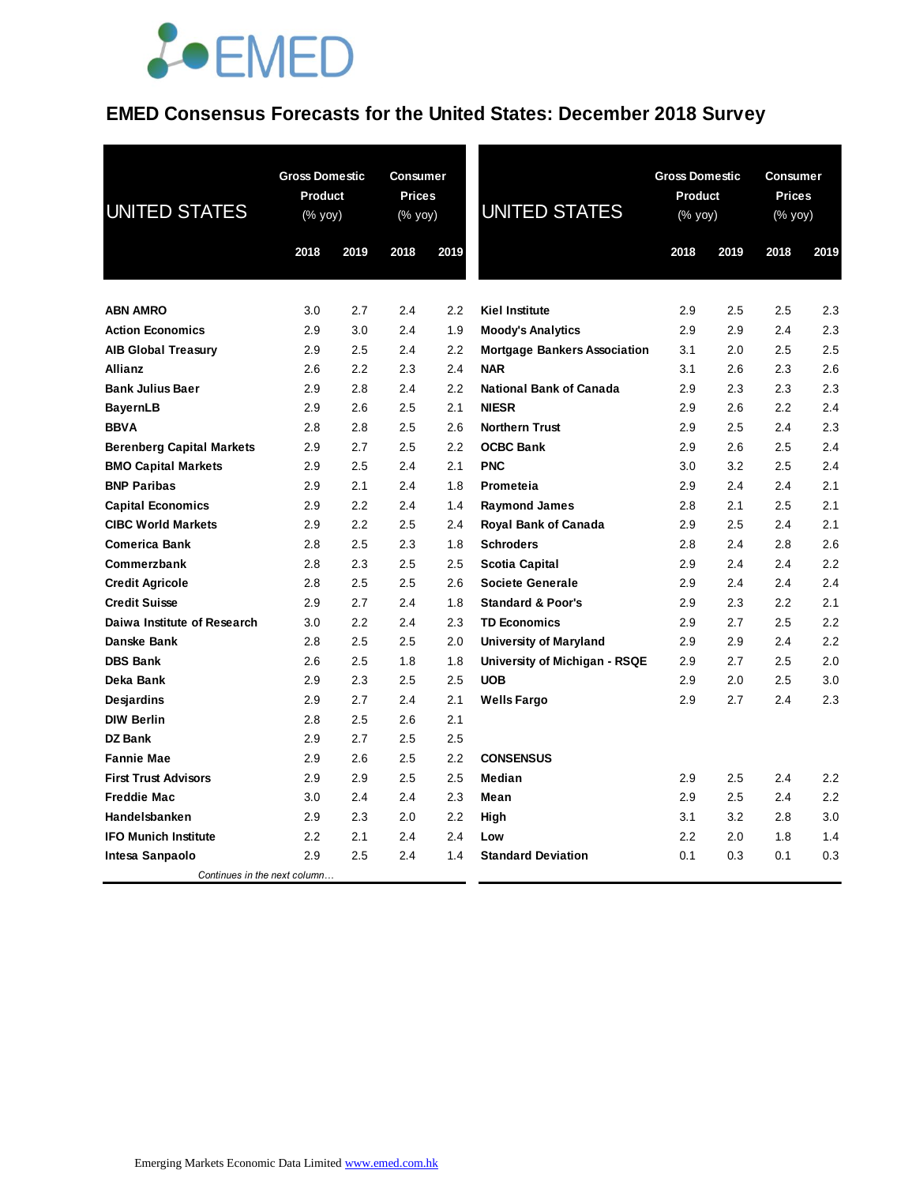# EMED Consensus Forecasts for the United States: December 2018 Survey

| UNITED STATES | Gross Domestic Product (% yoy) | | Consumer Prices (% yoy) | |
|---|---|---|---|---|
| | 2018 | 2019 | 2018 | 2019 |
| **ABN AMRO** | 3.0 | 2.7 | 2.4 | 2.2 |
| **Action Economics** | 2.9 | 3.0 | 2.4 | 1.9 |
| **AIB Global Treasury** | 2.9 | 2.5 | 2.4 | 2.2 |
| **Allianz** | 2.6 | 2.2 | 2.3 | 2.4 |
| **Bank Julius Baer** | 2.9 | 2.8 | 2.4 | 2.2 |
| **BayernLB** | 2.9 | 2.6 | 2.5 | 2.1 |
| **BBVA** | 2.8 | 2.8 | 2.5 | 2.6 |
| **Berenberg Capital Markets** | 2.9 | 2.7 | 2.5 | 2.2 |
| **BMO Capital Markets** | 2.9 | 2.5 | 2.4 | 2.1 |
| **BNP Paribas** | 2.9 | 2.1 | 2.4 | 1.8 |
| **Capital Economics** | 2.9 | 2.2 | 2.4 | 1.4 |
| **CIBC World Markets** | 2.9 | 2.2 | 2.5 | 2.4 |
| **Comerica Bank** | 2.8 | 2.5 | 2.3 | 1.8 |
| **Commerzbank** | 2.8 | 2.3 | 2.5 | 2.5 |
| **Credit Agricole** | 2.8 | 2.5 | 2.5 | 2.6 |
| **Credit Suisse** | 2.9 | 2.7 | 2.4 | 1.8 |
| **Daiwa Institute of Research** | 3.0 | 2.2 | 2.4 | 2.3 |
| **Danske Bank** | 2.8 | 2.5 | 2.5 | 2.0 |
| **DBS Bank** | 2.6 | 2.5 | 1.8 | 1.8 |
| **Deka Bank** | 2.9 | 2.3 | 2.5 | 2.5 |
| **Desjardins** | 2.9 | 2.7 | 2.4 | 2.1 |
| **DIW Berlin** | 2.8 | 2.5 | 2.6 | 2.1 |
| **DZ Bank** | 2.9 | 2.7 | 2.5 | 2.5 |
| **Fannie Mae** | 2.9 | 2.6 | 2.5 | 2.2 |
| **First Trust Advisors** | 2.9 | 2.9 | 2.5 | 2.5 |
| **Freddie Mac** | 3.0 | 2.4 | 2.4 | 2.3 |
| **Handelsbanken** | 2.9 | 2.3 | 2.0 | 2.2 |
| **IFO Munich Institute** | 2.2 | 2.1 | 2.4 | 2.4 |
| **Intesa Sanpaolo** | 2.9 | 2.5 | 2.4 | 1.4 |
| **Kiel Institute** | 2.9 | 2.5 | 2.5 | 2.3 |
| **Moody's Analytics** | 2.9 | 2.9 | 2.4 | 2.3 |
| **Mortgage Bankers Association** | 3.1 | 2.0 | 2.5 | 2.5 |
| **NAR** | 3.1 | 2.6 | 2.3 | 2.6 |
| **National Bank of Canada** | 2.9 | 2.3 | 2.3 | 2.3 |
| **NIESR** | 2.9 | 2.6 | 2.2 | 2.4 |
| **Northern Trust** | 2.9 | 2.5 | 2.4 | 2.3 |
| **OCBC Bank** | 2.9 | 2.6 | 2.5 | 2.4 |
| **PNC** | 3.0 | 3.2 | 2.5 | 2.4 |
| **Prometeia** | 2.9 | 2.4 | 2.4 | 2.1 |
| **Raymond James** | 2.8 | 2.1 | 2.5 | 2.1 |
| **Royal Bank of Canada** | 2.9 | 2.5 | 2.4 | 2.1 |
| **Schroders** | 2.8 | 2.4 | 2.8 | 2.6 |
| **Scotia Capital** | 2.9 | 2.4 | 2.4 | 2.2 |
| **Societe Generale** | 2.9 | 2.4 | 2.4 | 2.4 |
| **Standard & Poor's** | 2.9 | 2.3 | 2.2 | 2.1 |
| **TD Economics** | 2.9 | 2.7 | 2.5 | 2.2 |
| **University of Maryland** | 2.9 | 2.9 | 2.4 | 2.2 |
| **University of Michigan - RSQE** | 2.9 | 2.7 | 2.5 | 2.0 |
| **UOB** | 2.9 | 2.0 | 2.5 | 3.0 |
| **Wells Fargo** | 2.9 | 2.7 | 2.4 | 2.3 |
| **CONSENSUS** | | | | |
| **Median** | 2.9 | 2.5 | 2.4 | 2.2 |
| **Mean** | 2.9 | 2.5 | 2.4 | 2.2 |
| **High** | 3.1 | 3.2 | 2.8 | 3.0 |
| **Low** | 2.2 | 2.0 | 1.8 | 1.4 |
| **Standard Deviation** | 0.1 | 0.3 | 0.1 | 0.3 |

Emerging Markets Economic Data Limited www.emed.com.hk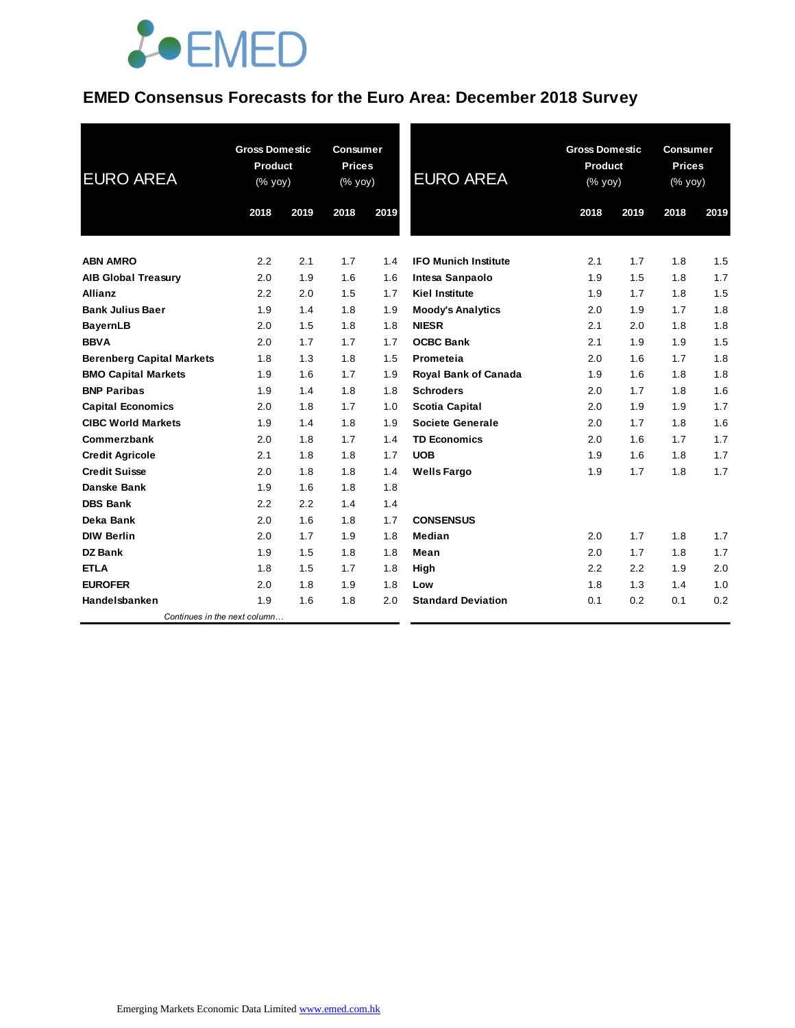# EMED Consensus Forecasts for the Euro Area: December 2018 Survey

| EURO AREA | Gross Domestic Product (% yoy) | | Consumer Prices (% yoy) | |
|---|---|---|---|---|
| | 2018 | 2019 | 2018 | 2019 |
| **ABN AMRO** | 2.2 | 2.1 | 1.7 | 1.4 |
| **AIB Global Treasury** | 2.0 | 1.9 | 1.6 | 1.6 |
| **Allianz** | 2.2 | 2.0 | 1.5 | 1.7 |
| **Bank Julius Baer** | 1.9 | 1.4 | 1.8 | 1.9 |
| **BayernLB** | 2.0 | 1.5 | 1.8 | 1.8 |
| **BBVA** | 2.0 | 1.7 | 1.7 | 1.7 |
| **Berenberg Capital Markets** | 1.8 | 1.3 | 1.8 | 1.5 |
| **BMO Capital Markets** | 1.9 | 1.6 | 1.7 | 1.9 |
| **BNP Paribas** | 1.9 | 1.4 | 1.8 | 1.8 |
| **Capital Economics** | 2.0 | 1.8 | 1.7 | 1.0 |
| **CIBC World Markets** | 1.9 | 1.4 | 1.8 | 1.9 |
| **Commerzbank** | 2.0 | 1.8 | 1.7 | 1.4 |
| **Credit Agricole** | 2.1 | 1.8 | 1.8 | 1.7 |
| **Credit Suisse** | 2.0 | 1.8 | 1.8 | 1.4 |
| **Danske Bank** | 1.9 | 1.6 | 1.8 | 1.8 |
| **DBS Bank** | 2.2 | 2.2 | 1.4 | 1.4 |
| **Deka Bank** | 2.0 | 1.6 | 1.8 | 1.7 |
| **DIW Berlin** | 2.0 | 1.7 | 1.9 | 1.8 |
| **DZ Bank** | 1.9 | 1.5 | 1.8 | 1.8 |
| **ETLA** | 1.8 | 1.5 | 1.7 | 1.8 |
| **EUROFER** | 2.0 | 1.8 | 1.9 | 1.8 |
| **Handelsbanken** | 1.9 | 1.6 | 1.8 | 2.0 |

*Continues in the next column…*

| EURO AREA | Gross Domestic Product (% yoy) | | Consumer Prices (% yoy) | |
|---|---|---|---|---|
| | 2018 | 2019 | 2018 | 2019 |
| **IFO Munich Institute** | 2.1 | 1.7 | 1.8 | 1.5 |
| **Intesa Sanpaolo** | 1.9 | 1.5 | 1.8 | 1.7 |
| **Kiel Institute** | 1.9 | 1.7 | 1.8 | 1.5 |
| **Moody's Analytics** | 2.0 | 1.9 | 1.7 | 1.8 |
| **NIESR** | 2.1 | 2.0 | 1.8 | 1.8 |
| **OCBC Bank** | 2.1 | 1.9 | 1.9 | 1.5 |
| **Prometeia** | 2.0 | 1.6 | 1.7 | 1.8 |
| **Royal Bank of Canada** | 1.9 | 1.6 | 1.8 | 1.8 |
| **Schroders** | 2.0 | 1.7 | 1.8 | 1.6 |
| **Scotia Capital** | 2.0 | 1.9 | 1.9 | 1.7 |
| **Societe Generale** | 2.0 | 1.7 | 1.8 | 1.6 |
| **TD Economics** | 2.0 | 1.6 | 1.7 | 1.7 |
| **UOB** | 1.9 | 1.6 | 1.8 | 1.7 |
| **Wells Fargo** | 1.9 | 1.7 | 1.8 | 1.7 |
| | | | | |
| **CONSENSUS** | | | | |
| **Median** | 2.0 | 1.7 | 1.8 | 1.7 |
| **Mean** | 2.0 | 1.7 | 1.8 | 1.7 |
| **High** | 2.2 | 2.2 | 1.9 | 2.0 |
| **Low** | 1.8 | 1.3 | 1.4 | 1.0 |
| **Standard Deviation** | 0.1 | 0.2 | 0.1 | 0.2 |

Emerging Markets Economic Data Limited www.emed.com.hk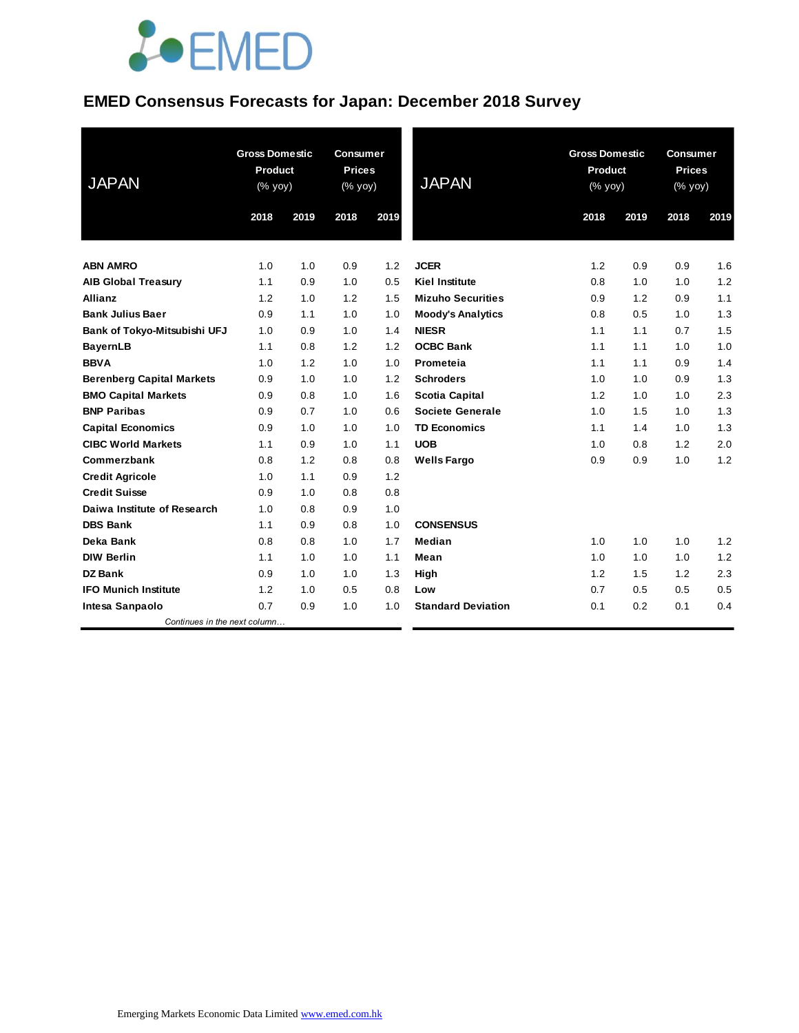EMED

# EMED Consensus Forecasts for Japan: December 2018 Survey

| JAPAN | Gross Domestic Product (% yoy) | | Consumer Prices (% yoy) | |
|---|---|---|---|---|
| | 2018 | 2019 | 2018 | 2019 |
| **ABN AMRO** | 1.0 | 1.0 | 0.9 | 1.2 |
| **AIB Global Treasury** | 1.1 | 0.9 | 1.0 | 0.5 |
| **Allianz** | 1.2 | 1.0 | 1.2 | 1.5 |
| **Bank Julius Baer** | 0.9 | 1.1 | 1.0 | 1.0 |
| **Bank of Tokyo-Mitsubishi UFJ** | 1.0 | 0.9 | 1.0 | 1.4 |
| **BayernLB** | 1.1 | 0.8 | 1.2 | 1.2 |
| **BBVA** | 1.0 | 1.2 | 1.0 | 1.0 |
| **Berenberg Capital Markets** | 0.9 | 1.0 | 1.0 | 1.2 |
| **BMO Capital Markets** | 0.9 | 0.8 | 1.0 | 1.6 |
| **BNP Paribas** | 0.9 | 0.7 | 1.0 | 0.6 |
| **Capital Economics** | 0.9 | 1.0 | 1.0 | 1.0 |
| **CIBC World Markets** | 1.1 | 0.9 | 1.0 | 1.1 |
| **Commerzbank** | 0.8 | 1.2 | 0.8 | 0.8 |
| **Credit Agricole** | 1.0 | 1.1 | 0.9 | 1.2 |
| **Credit Suisse** | 0.9 | 1.0 | 0.8 | 0.8 |
| **Daiwa Institute of Research** | 1.0 | 0.8 | 0.9 | 1.0 |
| **DBS Bank** | 1.1 | 0.9 | 0.8 | 1.0 |
| **Deka Bank** | 0.8 | 0.8 | 1.0 | 1.7 |
| **DIW Berlin** | 1.1 | 1.0 | 1.0 | 1.1 |
| **DZ Bank** | 0.9 | 1.0 | 1.0 | 1.3 |
| **IFO Munich Institute** | 1.2 | 1.0 | 0.5 | 0.8 |
| **Intesa Sanpaolo** | 0.7 | 0.9 | 1.0 | 1.0 |
| **JCER** | 1.2 | 0.9 | 0.9 | 1.6 |
| **Kiel Institute** | 0.8 | 1.0 | 1.0 | 1.2 |
| **Mizuho Securities** | 0.9 | 1.2 | 0.9 | 1.1 |
| **Moody's Analytics** | 0.8 | 0.5 | 1.0 | 1.3 |
| **NIESR** | 1.1 | 1.1 | 0.7 | 1.5 |
| **OCBC Bank** | 1.1 | 1.1 | 1.0 | 1.0 |
| **Prometeia** | 1.1 | 1.1 | 0.9 | 1.4 |
| **Schroders** | 1.0 | 1.0 | 0.9 | 1.3 |
| **Scotia Capital** | 1.2 | 1.0 | 1.0 | 2.3 |
| **Societe Generale** | 1.0 | 1.5 | 1.0 | 1.3 |
| **TD Economics** | 1.1 | 1.4 | 1.0 | 1.3 |
| **UOB** | 1.0 | 0.8 | 1.2 | 2.0 |
| **Wells Fargo** | 0.9 | 0.9 | 1.0 | 1.2 |
| **CONSENSUS** | | | | |
| **Median** | 1.0 | 1.0 | 1.0 | 1.2 |
| **Mean** | 1.0 | 1.0 | 1.0 | 1.2 |
| **High** | 1.2 | 1.5 | 1.2 | 2.3 |
| **Low** | 0.7 | 0.5 | 0.5 | 0.5 |
| **Standard Deviation** | 0.1 | 0.2 | 0.1 | 0.4 |

Emerging Markets Economic Data Limited www.emed.com.hk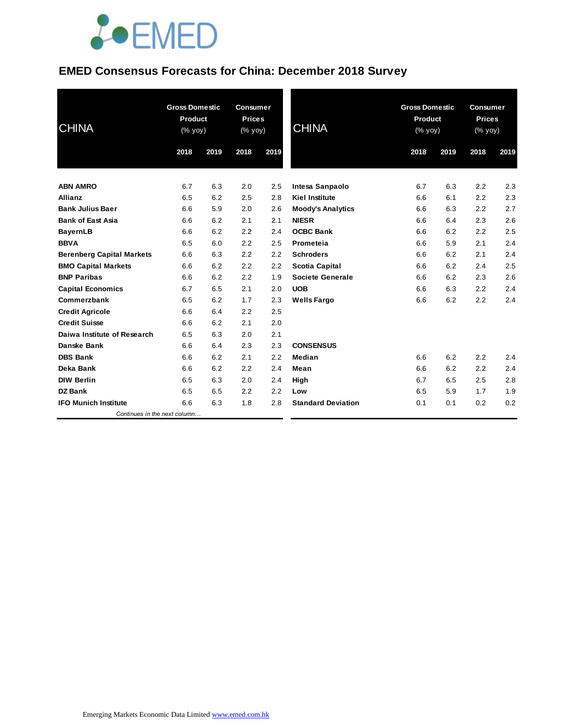# EMED Consensus Forecasts for China: December 2018 Survey

| CHINA | Gross Domestic Product (% yoy) | | Consumer Prices (% yoy) | |
|---|---|---|---|---|
| | 2018 | 2019 | 2018 | 2019 |
| **ABN AMRO** | 6.7 | 6.3 | 2.0 | 2.5 |
| **Allianz** | 6.5 | 6.2 | 2.5 | 2.8 |
| **Bank Julius Baer** | 6.6 | 5.9 | 2.0 | 2.6 |
| **Bank of East Asia** | 6.6 | 6.2 | 2.1 | 2.1 |
| **BayernLB** | 6.6 | 6.2 | 2.2 | 2.4 |
| **BBVA** | 6.5 | 6.0 | 2.2 | 2.5 |
| **Berenberg Capital Markets** | 6.6 | 6.3 | 2.2 | 2.2 |
| **BMO Capital Markets** | 6.6 | 6.2 | 2.2 | 2.2 |
| **BNP Paribas** | 6.6 | 6.2 | 2.2 | 1.9 |
| **Capital Economics** | 6.7 | 6.5 | 2.1 | 2.0 |
| **Commerzbank** | 6.5 | 6.2 | 1.7 | 2.3 |
| **Credit Agricole** | 6.6 | 6.4 | 2.2 | 2.5 |
| **Credit Suisse** | 6.6 | 6.2 | 2.1 | 2.0 |
| **Daiwa Institute of Research** | 6.5 | 6.3 | 2.0 | 2.1 |
| **Danske Bank** | 6.6 | 6.4 | 2.3 | 2.3 |
| **DBS Bank** | 6.6 | 6.2 | 2.1 | 2.2 |
| **Deka Bank** | 6.6 | 6.2 | 2.2 | 2.4 |
| **DIW Berlin** | 6.5 | 6.3 | 2.0 | 2.4 |
| **DZ Bank** | 6.5 | 6.5 | 2.2 | 2.2 |
| **IFO Munich Institute** | 6.6 | 6.3 | 1.8 | 2.8 |
| **Intesa Sanpaolo** | 6.7 | 6.3 | 2.2 | 2.3 |
| **Kiel Institute** | 6.6 | 6.1 | 2.2 | 2.3 |
| **Moody's Analytics** | 6.6 | 6.3 | 2.2 | 2.7 |
| **NIESR** | 6.6 | 6.4 | 2.3 | 2.6 |
| **OCBC Bank** | 6.6 | 6.2 | 2.2 | 2.5 |
| **Prometeia** | 6.6 | 5.9 | 2.1 | 2.4 |
| **Schroders** | 6.6 | 6.2 | 2.1 | 2.4 |
| **Scotia Capital** | 6.6 | 6.2 | 2.4 | 2.5 |
| **Societe Generale** | 6.6 | 6.2 | 2.3 | 2.6 |
| **UOB** | 6.6 | 6.3 | 2.2 | 2.4 |
| **Wells Fargo** | 6.6 | 6.2 | 2.2 | 2.4 |
| **CONSENSUS** | | | | |
| **Median** | 6.6 | 6.2 | 2.2 | 2.4 |
| **Mean** | 6.6 | 6.2 | 2.2 | 2.4 |
| **High** | 6.7 | 6.5 | 2.5 | 2.8 |
| **Low** | 6.5 | 5.9 | 1.7 | 1.9 |
| **Standard Deviation** | 0.1 | 0.1 | 0.2 | 0.2 |

Emerging Markets Economic Data Limited www.emed.com.hk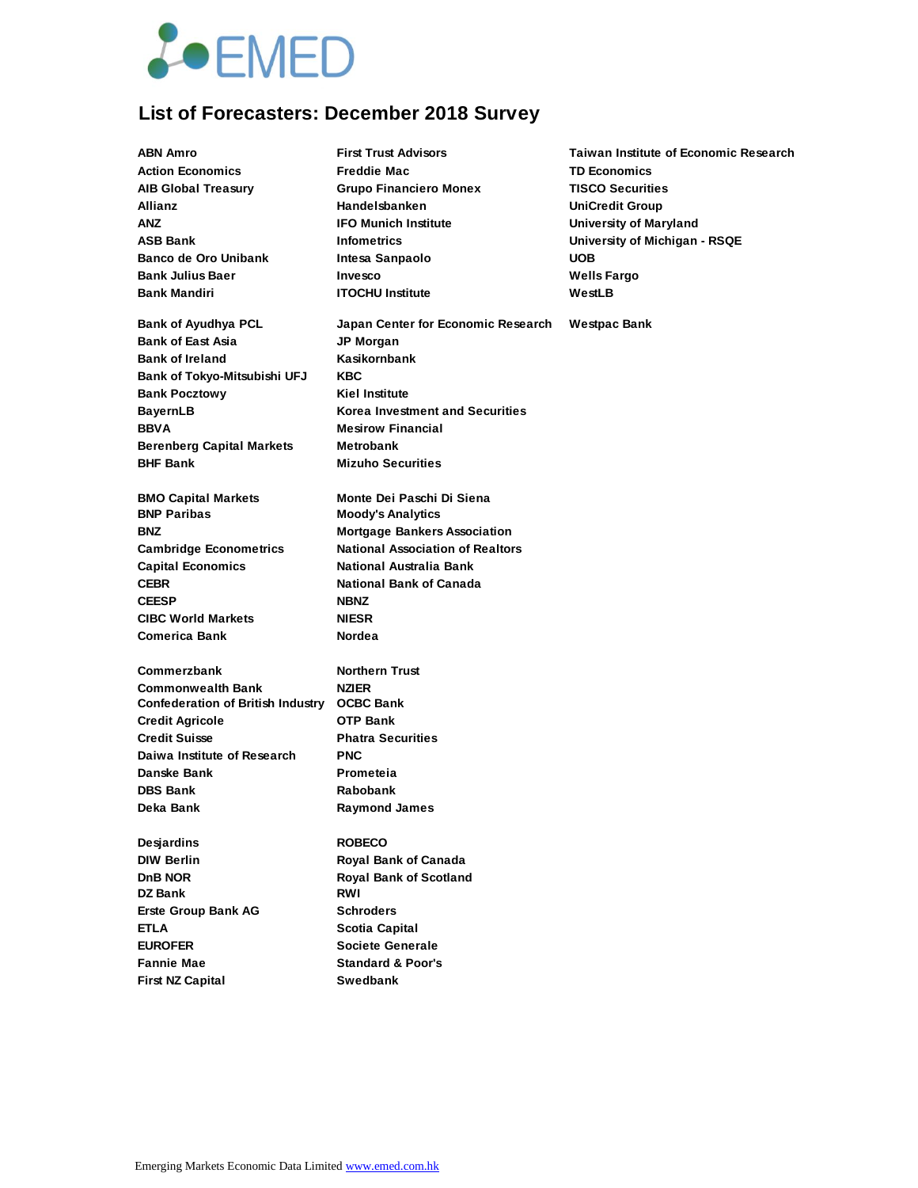EMED

## List of Forecasters: December 2018 Survey

**ABN Amro**
**Action Economics**
**AIB Global Treasury**
**Allianz**
**ANZ**
**ASB Bank**
**Banco de Oro Unibank**
**Bank Julius Baer**
**Bank Mandiri**

**Bank of Ayudhya PCL**
**Bank of East Asia**
**Bank of Ireland**
**Bank of Tokyo-Mitsubishi UFJ**
**Bank Pocztowy**
**BayernLB**
**BBVA**
**Berenberg Capital Markets**
**BHF Bank**

**BMO Capital Markets**
**BNP Paribas**
**BNZ**
**Cambridge Econometrics**
**Capital Economics**
**CEBR**
**CEESP**
**CIBC World Markets**
**Comerica Bank**

**Commerzbank**
**Commonwealth Bank**
**Confederation of British Industry**
**Credit Agricole**
**Credit Suisse**
**Daiwa Institute of Research**
**Danske Bank**
**DBS Bank**
**Deka Bank**

**Desjardins**
**DIW Berlin**
**DnB NOR**
**DZ Bank**
**Erste Group Bank AG**
**ETLA**
**EUROFER**
**Fannie Mae**
**First NZ Capital**

**First Trust Advisors**
**Freddie Mac**
**Grupo Financiero Monex**
**Handelsbanken**
**IFO Munich Institute**
**Infometrics**
**Intesa Sanpaolo**
**Invesco**
**ITOCHU Institute**

**Japan Center for Economic Research**
**JP Morgan**
**Kasikornbank**
**KBC**
**Kiel Institute**
**Korea Investment and Securities**
**Mesirow Financial**
**Metrobank**
**Mizuho Securities**

**Monte Dei Paschi Di Siena**
**Moody's Analytics**
**Mortgage Bankers Association**
**National Association of Realtors**
**National Australia Bank**
**National Bank of Canada**
**NBNZ**
**NIESR**
**Nordea**

**Northern Trust**
**NZIER**
**OCBC Bank**
**OTP Bank**
**Phatra Securities**
**PNC**
**Prometeia**
**Rabobank**
**Raymond James**

**ROBECO**
**Royal Bank of Canada**
**Royal Bank of Scotland**
**RWI**
**Schroders**
**Scotia Capital**
**Societe Generale**
**Standard & Poor's**
**Swedbank**

**Taiwan Institute of Economic Research**
**TD Economics**
**TISCO Securities**
**UniCredit Group**
**University of Maryland**
**University of Michigan - RSQE**
**UOB**
**Wells Fargo**
**WestLB**

**Westpac Bank**

Emerging Markets Economic Data Limited www.emed.com.hk